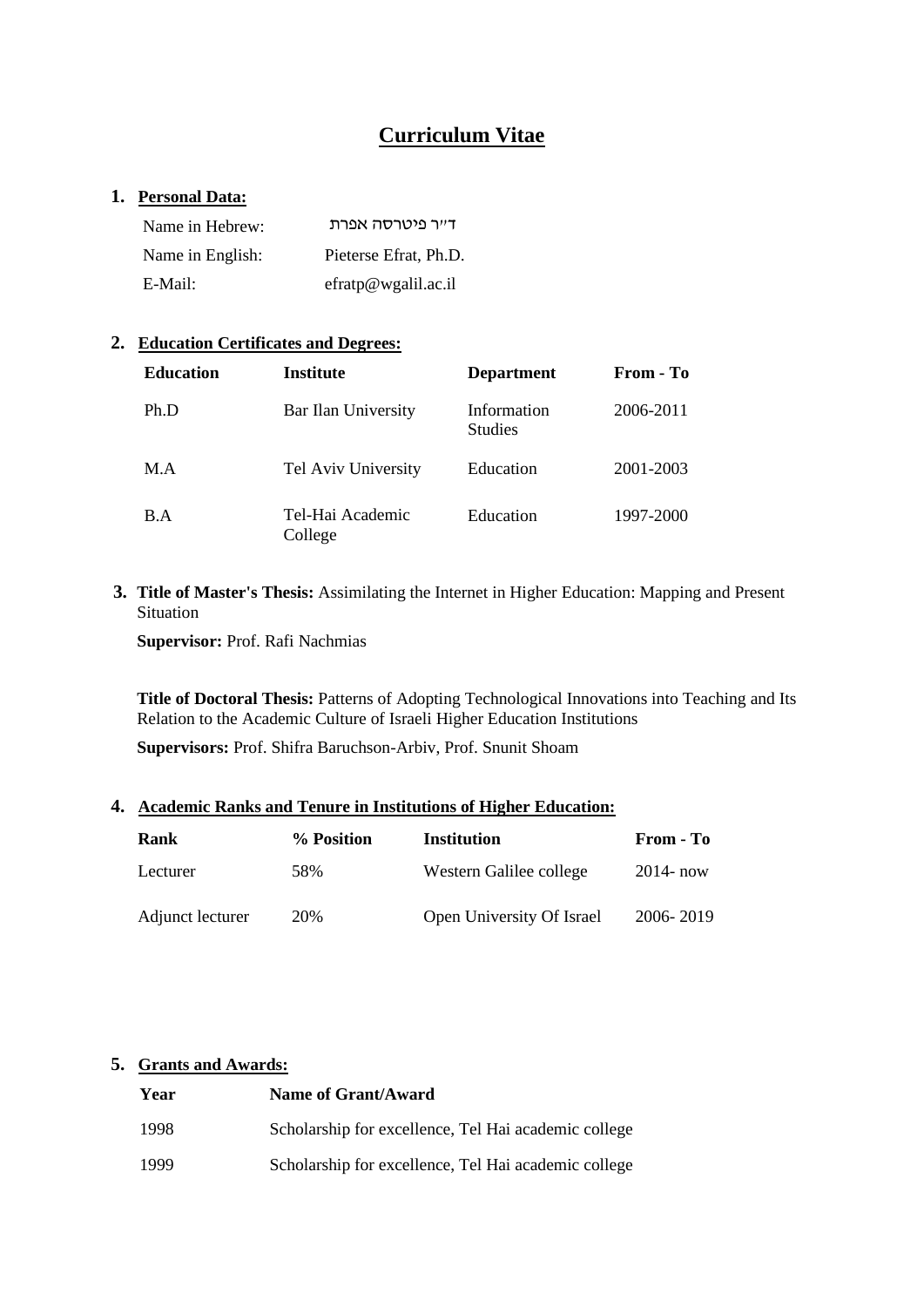# Curriculum Vitae

## 1. Personal Data:

| | |
|---|---|
| Name in Hebrew: | ד"ר פיטרסה אפרת |
| Name in English: | Pieterse Efrat, Ph.D. |
| E-Mail: | efratp@wgalil.ac.il |

## 2. Education Certificates and Degrees:

| Education | Institute | Department | From - To |
|---|---|---|---|
| Ph.D | Bar Ilan University | Information Studies | 2006-2011 |
| M.A | Tel Aviv University | Education | 2001-2003 |
| B.A | Tel-Hai Academic College | Education | 1997-2000 |

## 3. Title of Master's Thesis: Assimilating the Internet in Higher Education: Mapping and Present Situation

**Supervisor:** Prof. Rafi Nachmias

**Title of Doctoral Thesis:** Patterns of Adopting Technological Innovations into Teaching and Its Relation to the Academic Culture of Israeli Higher Education Institutions

**Supervisors:** Prof. Shifra Baruchson-Arbiv, Prof. Snunit Shoam

## 4. Academic Ranks and Tenure in Institutions of Higher Education:

| Rank | % Position | Institution | From - To |
|---|---|---|---|
| Lecturer | 58% | Western Galilee college | 2014- now |
| Adjunct lecturer | 20% | Open University Of Israel | 2006- 2019 |

## 5. Grants and Awards:

| Year | Name of Grant/Award |
|---|---|
| 1998 | Scholarship for excellence, Tel Hai academic college |
| 1999 | Scholarship for excellence, Tel Hai academic college |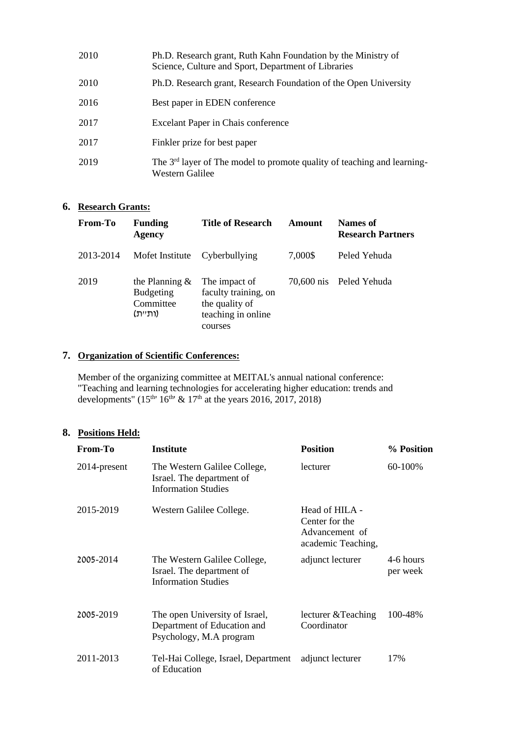| | |
|---|---|
| 2010 | Ph.D. Research grant, Ruth Kahn Foundation by the Ministry of Science, Culture and Sport, Department of Libraries |
| 2010 | Ph.D. Research grant, Research Foundation of the Open University |
| 2016 | Best paper in EDEN conference |
| 2017 | Excelant Paper in Chais conference |
| 2017 | Finkler prize for best paper |
| 2019 | The 3rd layer of The model to promote quality of teaching and learning-Western Galilee |

## 6. Research Grants:

| From-To | Funding Agency | Title of Research | Amount | Names of Research Partners |
|---|---|---|---|---|
| 2013-2014 | Mofet Institute | Cyberbullying | 7,000$ | Peled Yehuda |
| 2019 | the Planning & Budgeting Committee (ות"ת) | The impact of faculty training, on the quality of teaching in online courses | 70,600 nis | Peled Yehuda |

## 7. Organization of Scientific Conferences:

Member of the organizing committee at MEITAL's annual national conference: "Teaching and learning technologies for accelerating higher education: trends and developments" (15th, 16th, & 17th at the years 2016, 2017, 2018)

## 8. Positions Held:

| From-To | Institute | Position | % Position |
|---|---|---|---|
| 2014-present | The Western Galilee College, Israel. The department of Information Studies | lecturer | 60-100% |
| 2015-2019 | Western Galilee College. | Head of HILA - Center for the Advancement of academic Teaching, | |
| 2005-2014 | The Western Galilee College, Israel. The department of Information Studies | adjunct lecturer | 4-6 hours per week |
| 2005-2019 | The open University of Israel, Department of Education and Psychology, M.A program | lecturer &Teaching Coordinator | 100-48% |
| 2011-2013 | Tel-Hai College, Israel, Department of Education | adjunct lecturer | 17% |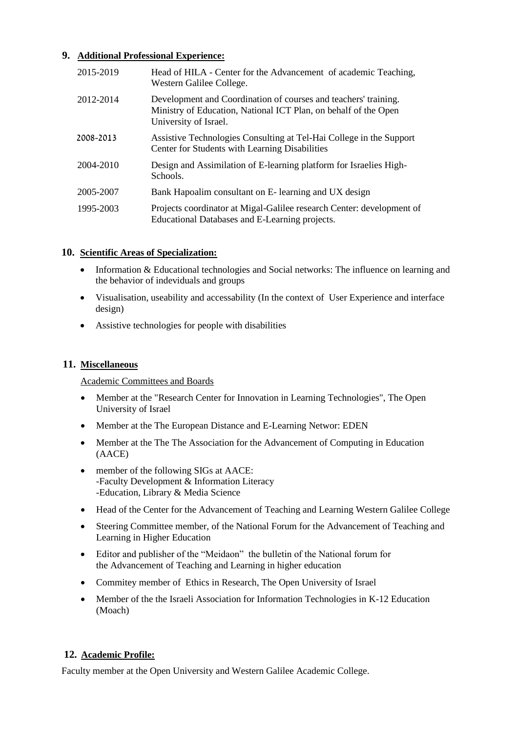## 9. Additional Professional Experience:

| | |
|---|---|
| 2015-2019 | Head of HILA - Center for the Advancement of academic Teaching, Western Galilee College. |
| 2012-2014 | Development and Coordination of courses and teachers' training. Ministry of Education, National ICT Plan, on behalf of the Open University of Israel. |
| 2008-2013 | Assistive Technologies Consulting at Tel-Hai College in the Support Center for Students with Learning Disabilities |
| 2004-2010 | Design and Assimilation of E-learning platform for Israelies High-Schools. |
| 2005-2007 | Bank Hapoalim consultant on E- learning and UX design |
| 1995-2003 | Projects coordinator at Migal-Galilee research Center: development of Educational Databases and E-Learning projects. |

## 10. Scientific Areas of Specialization:

- Information & Educational technologies and Social networks: The influence on learning and the behavior of indeviduals and groups
- Visualisation, useability and accessability (In the context of User Experience and interface design)
- Assistive technologies for people with disabilities

## 11. Miscellaneous

Academic Committees and Boards

- Member at the "Research Center for Innovation in Learning Technologies", The Open University of Israel
- Member at the The European Distance and E-Learning Networ: EDEN
- Member at the The The Association for the Advancement of Computing in Education (AACE)
- member of the following SIGs at AACE:
  -Faculty Development & Information Literacy
  -Education, Library & Media Science
- Head of the Center for the Advancement of Teaching and Learning Western Galilee College
- Steering Committee member, of the National Forum for the Advancement of Teaching and Learning in Higher Education
- Editor and publisher of the "Meidaon" the bulletin of the National forum for the Advancement of Teaching and Learning in higher education
- Commitey member of Ethics in Research, The Open University of Israel
- Member of the the Israeli Association for Information Technologies in K-12 Education (Moach)

## 12. Academic Profile:

Faculty member at the Open University and Western Galilee Academic College.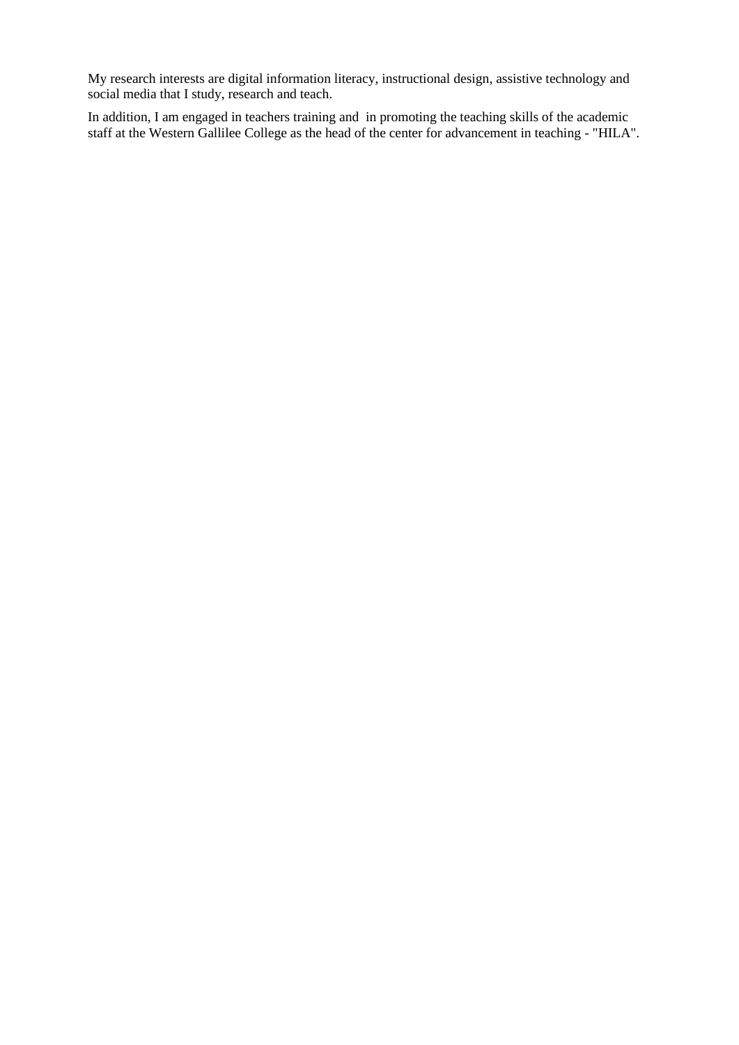My research interests are digital information literacy, instructional design, assistive technology and social media that I study, research and teach.

In addition, I am engaged in teachers training and in promoting the teaching skills of the academic staff at the Western Gallilee College as the head of the center for advancement in teaching - "HILA".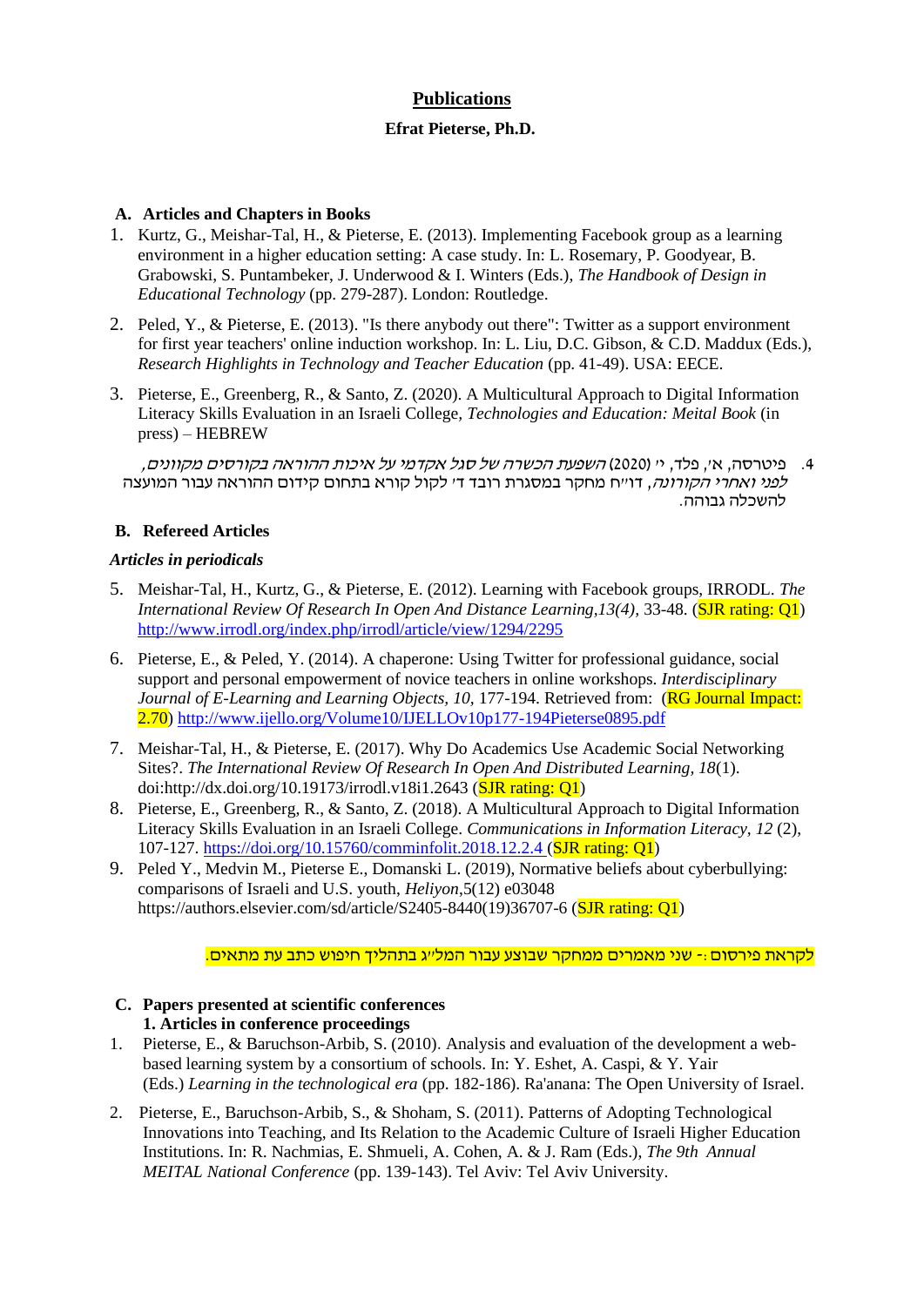## Publications

**Efrat Pieterse, Ph.D.**

### A. Articles and Chapters in Books

1. Kurtz, G., Meishar-Tal, H., & Pieterse, E. (2013). Implementing Facebook group as a learning environment in a higher education setting: A case study. In: L. Rosemary, P. Goodyear, B. Grabowski, S. Puntambeker, J. Underwood & I. Winters (Eds.), *The Handbook of Design in Educational Technology* (pp. 279-287). London: Routledge.

2. Peled, Y., & Pieterse, E. (2013). "Is there anybody out there": Twitter as a support environment for first year teachers' online induction workshop. In: L. Liu, D.C. Gibson, & C.D. Maddux (Eds.), *Research Highlights in Technology and Teacher Education* (pp. 41-49). USA: EECE.

3. Pieterse, E., Greenberg, R., & Santo, Z. (2020). A Multicultural Approach to Digital Information Literacy Skills Evaluation in an Israeli College, *Technologies and Education: Meital Book* (in press) – HEBREW

4. פיטרסה, א', פלד, י' (2020) *השפעת הכשרה של סגל אקדמי על איכות ההוראה בקורסים מקוונים, לפני ואחרי הקורונה*, דו"ח מחקר במסגרת רובד ד' לקול קורא בתחום קידום ההוראה עבור המועצה להשכלה גבוהה.

### B. Refereed Articles

***Articles in periodicals***

5. Meishar-Tal, H., Kurtz, G., & Pieterse, E. (2012). Learning with Facebook groups, IRRODL. *The International Review Of Research In Open And Distance Learning,13(4),* 33-48. (SJR rating: Q1) http://www.irrodl.org/index.php/irrodl/article/view/1294/2295

6. Pieterse, E., & Peled, Y. (2014). A chaperone: Using Twitter for professional guidance, social support and personal empowerment of novice teachers in online workshops. *Interdisciplinary Journal of E-Learning and Learning Objects, 10,* 177-194. Retrieved from: (RG Journal Impact: 2.70) http://www.ijello.org/Volume10/IJELLOv10p177-194Pieterse0895.pdf

7. Meishar-Tal, H., & Pieterse, E. (2017). Why Do Academics Use Academic Social Networking Sites?. *The International Review Of Research In Open And Distributed Learning, 18*(1). doi:http://dx.doi.org/10.19173/irrodl.v18i1.2643 (SJR rating: Q1)

8. Pieterse, E., Greenberg, R., & Santo, Z. (2018). A Multicultural Approach to Digital Information Literacy Skills Evaluation in an Israeli College. *Communications in Information Literacy, 12* (2), 107-127. https://doi.org/10.15760/comminfolit.2018.12.2.4 (SJR rating: Q1)

9. Peled Y., Medvin M., Pieterse E., Domanski L. (2019), Normative beliefs about cyberbullying: comparisons of Israeli and U.S. youth, *Heliyon*,5(12) e03048 https://authors.elsevier.com/sd/article/S2405-8440(19)36707-6 (SJR rating: Q1)

לקראת פירסום :- שני מאמרים ממחקר שבוצע עבור המל"ג בתהליך חיפוש כתב עת מתאים.

### C. Papers presented at scientific conferences

**1. Articles in conference proceedings**

1. Pieterse, E., & Baruchson-Arbib, S. (2010). Analysis and evaluation of the development a web-based learning system by a consortium of schools. In: Y. Eshet, A. Caspi, & Y. Yair (Eds.) *Learning in the technological era* (pp. 182-186). Ra'anana: The Open University of Israel.

2. Pieterse, E., Baruchson-Arbib, S., & Shoham, S. (2011). Patterns of Adopting Technological Innovations into Teaching, and Its Relation to the Academic Culture of Israeli Higher Education Institutions. In: R. Nachmias, E. Shmueli, A. Cohen, A. & J. Ram (Eds.), *The 9th Annual MEITAL National Conference* (pp. 139-143). Tel Aviv: Tel Aviv University.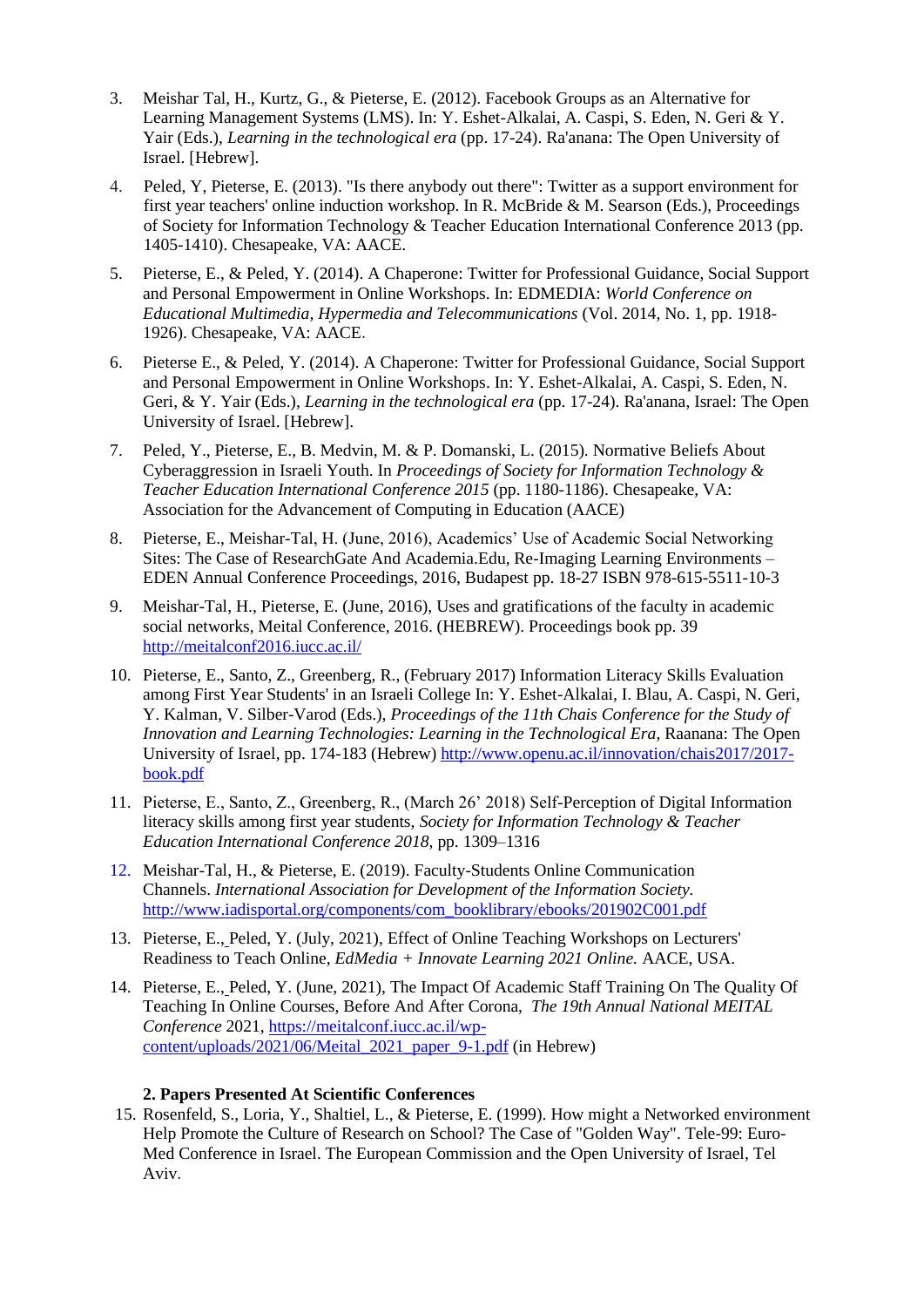3. Meishar Tal, H., Kurtz, G., & Pieterse, E. (2012). Facebook Groups as an Alternative for Learning Management Systems (LMS). In: Y. Eshet-Alkalai, A. Caspi, S. Eden, N. Geri & Y. Yair (Eds.), *Learning in the technological era* (pp. 17-24). Ra'anana: The Open University of Israel. [Hebrew].

4. Peled, Y, Pieterse, E. (2013). "Is there anybody out there": Twitter as a support environment for first year teachers' online induction workshop. In R. McBride & M. Searson (Eds.), Proceedings of Society for Information Technology & Teacher Education International Conference 2013 (pp. 1405-1410). Chesapeake, VA: AACE.

5. Pieterse, E., & Peled, Y. (2014). A Chaperone: Twitter for Professional Guidance, Social Support and Personal Empowerment in Online Workshops. In: EDMEDIA: *World Conference on Educational Multimedia, Hypermedia and Telecommunications* (Vol. 2014, No. 1, pp. 1918-1926). Chesapeake, VA: AACE.

6. Pieterse E., & Peled, Y. (2014). A Chaperone: Twitter for Professional Guidance, Social Support and Personal Empowerment in Online Workshops. In: Y. Eshet-Alkalai, A. Caspi, S. Eden, N. Geri, & Y. Yair (Eds.), *Learning in the technological era* (pp. 17-24). Ra'anana, Israel: The Open University of Israel. [Hebrew].

7. Peled, Y., Pieterse, E., B. Medvin, M. & P. Domanski, L. (2015). Normative Beliefs About Cyberaggression in Israeli Youth. In *Proceedings of Society for Information Technology & Teacher Education International Conference 2015* (pp. 1180-1186). Chesapeake, VA: Association for the Advancement of Computing in Education (AACE)

8. Pieterse, E., Meishar-Tal, H. (June, 2016), Academics' Use of Academic Social Networking Sites: The Case of ResearchGate And Academia.Edu, Re-Imaging Learning Environments – EDEN Annual Conference Proceedings, 2016, Budapest pp. 18-27 ISBN 978-615-5511-10-3

9. Meishar-Tal, H., Pieterse, E. (June, 2016), Uses and gratifications of the faculty in academic social networks, Meital Conference, 2016. (HEBREW). Proceedings book pp. 39 http://meitalconf2016.iucc.ac.il/

10. Pieterse, E., Santo, Z., Greenberg, R., (February 2017) Information Literacy Skills Evaluation among First Year Students' in an Israeli College In: Y. Eshet-Alkalai, I. Blau, A. Caspi, N. Geri, Y. Kalman, V. Silber-Varod (Eds.), *Proceedings of the 11th Chais Conference for the Study of Innovation and Learning Technologies: Learning in the Technological Era*, Raanana: The Open University of Israel, pp. 174-183 (Hebrew) http://www.openu.ac.il/innovation/chais2017/2017-book.pdf

11. Pieterse, E., Santo, Z., Greenberg, R., (March 26' 2018) Self-Perception of Digital Information literacy skills among first year students, *Society for Information Technology & Teacher Education International Conference 2018*, pp. 1309–1316

12. Meishar-Tal, H., & Pieterse, E. (2019). Faculty-Students Online Communication Channels. *International Association for Development of the Information Society.* http://www.iadisportal.org/components/com_booklibrary/ebooks/201902C001.pdf

13. Pieterse, E., Peled, Y. (July, 2021), Effect of Online Teaching Workshops on Lecturers' Readiness to Teach Online, *EdMedia + Innovate Learning 2021 Online.* AACE, USA.

14. Pieterse, E., Peled, Y. (June, 2021), The Impact Of Academic Staff Training On The Quality Of Teaching In Online Courses, Before And After Corona, *The 19th Annual National MEITAL Conference* 2021, https://meitalconf.iucc.ac.il/wp-content/uploads/2021/06/Meital_2021_paper_9-1.pdf (in Hebrew)

**2. Papers Presented At Scientific Conferences**

15. Rosenfeld, S., Loria, Y., Shaltiel, L., & Pieterse, E. (1999). How might a Networked environment Help Promote the Culture of Research on School? The Case of "Golden Way". Tele-99: Euro-Med Conference in Israel. The European Commission and the Open University of Israel, Tel Aviv.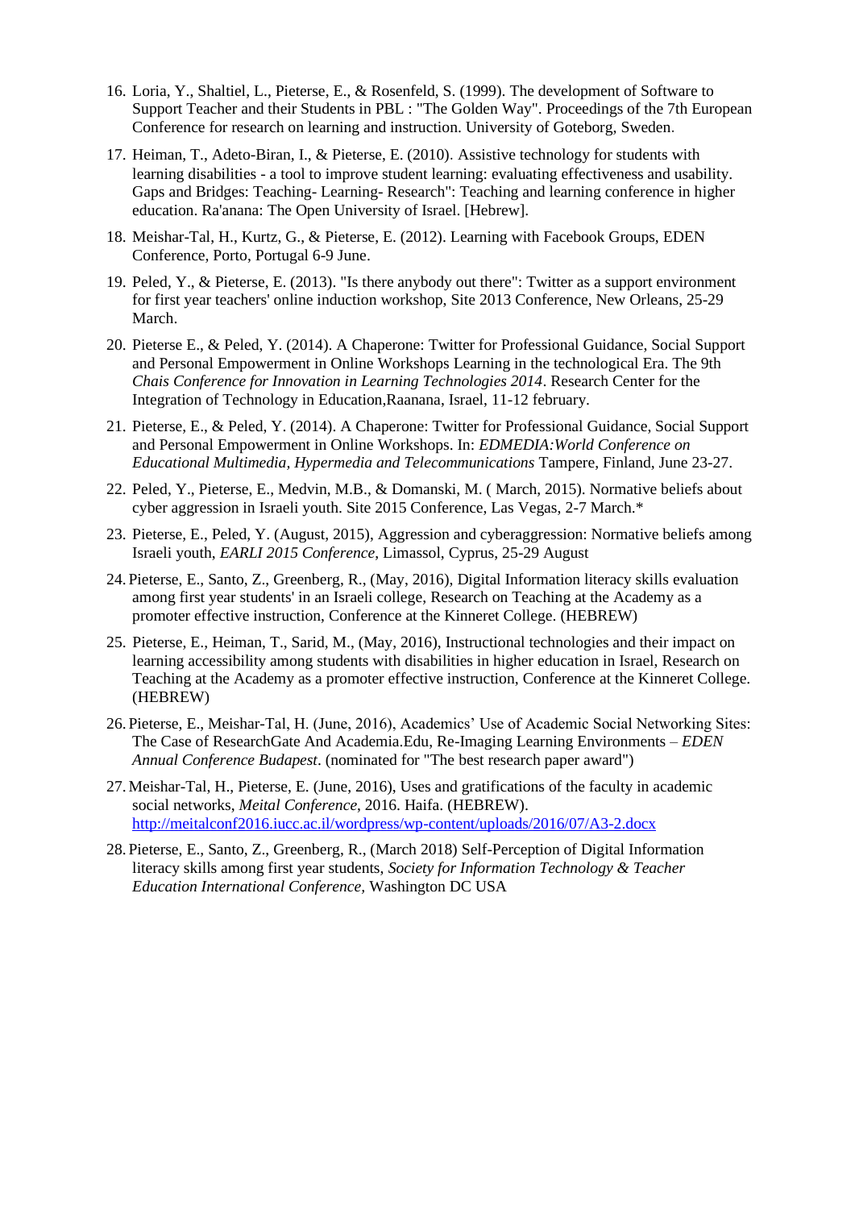16. Loria, Y., Shaltiel, L., Pieterse, E., & Rosenfeld, S. (1999). The development of Software to Support Teacher and their Students in PBL : "The Golden Way". Proceedings of the 7th European Conference for research on learning and instruction. University of Goteborg, Sweden.

17. Heiman, T., Adeto-Biran, I., & Pieterse, E. (2010). Assistive technology for students with learning disabilities - a tool to improve student learning: evaluating effectiveness and usability. Gaps and Bridges: Teaching- Learning- Research": Teaching and learning conference in higher education. Ra'anana: The Open University of Israel. [Hebrew].

18. Meishar-Tal, H., Kurtz, G., & Pieterse, E. (2012). Learning with Facebook Groups, EDEN Conference, Porto, Portugal 6-9 June.

19. Peled, Y., & Pieterse, E. (2013). "Is there anybody out there": Twitter as a support environment for first year teachers' online induction workshop, Site 2013 Conference, New Orleans, 25-29 March.

20. Pieterse E., & Peled, Y. (2014). A Chaperone: Twitter for Professional Guidance, Social Support and Personal Empowerment in Online Workshops Learning in the technological Era. The 9th *Chais Conference for Innovation in Learning Technologies 2014*. Research Center for the Integration of Technology in Education,Raanana, Israel, 11-12 february.

21. Pieterse, E., & Peled, Y. (2014). A Chaperone: Twitter for Professional Guidance, Social Support and Personal Empowerment in Online Workshops. In: *EDMEDIA:World Conference on Educational Multimedia, Hypermedia and Telecommunications* Tampere, Finland, June 23-27.

22. Peled, Y., Pieterse, E., Medvin, M.B., & Domanski, M. ( March, 2015). Normative beliefs about cyber aggression in Israeli youth. Site 2015 Conference, Las Vegas, 2-7 March.*

23. Pieterse, E., Peled, Y. (August, 2015), Aggression and cyberaggression: Normative beliefs among Israeli youth, *EARLI 2015 Conference*, Limassol, Cyprus, 25-29 August

24. Pieterse, E., Santo, Z., Greenberg, R., (May, 2016), Digital Information literacy skills evaluation among first year students' in an Israeli college, Research on Teaching at the Academy as a promoter effective instruction, Conference at the Kinneret College. (HEBREW)

25. Pieterse, E., Heiman, T., Sarid, M., (May, 2016), Instructional technologies and their impact on learning accessibility among students with disabilities in higher education in Israel, Research on Teaching at the Academy as a promoter effective instruction, Conference at the Kinneret College. (HEBREW)

26. Pieterse, E., Meishar-Tal, H. (June, 2016), Academics' Use of Academic Social Networking Sites: The Case of ResearchGate And Academia.Edu, Re-Imaging Learning Environments – *EDEN Annual Conference Budapest*. (nominated for "The best research paper award")

27. Meishar-Tal, H., Pieterse, E. (June, 2016), Uses and gratifications of the faculty in academic social networks, *Meital Conference*, 2016. Haifa. (HEBREW). http://meitalconf2016.iucc.ac.il/wordpress/wp-content/uploads/2016/07/A3-2.docx

28. Pieterse, E., Santo, Z., Greenberg, R., (March 2018) Self-Perception of Digital Information literacy skills among first year students, *Society for Information Technology & Teacher Education International Conference*, Washington DC USA